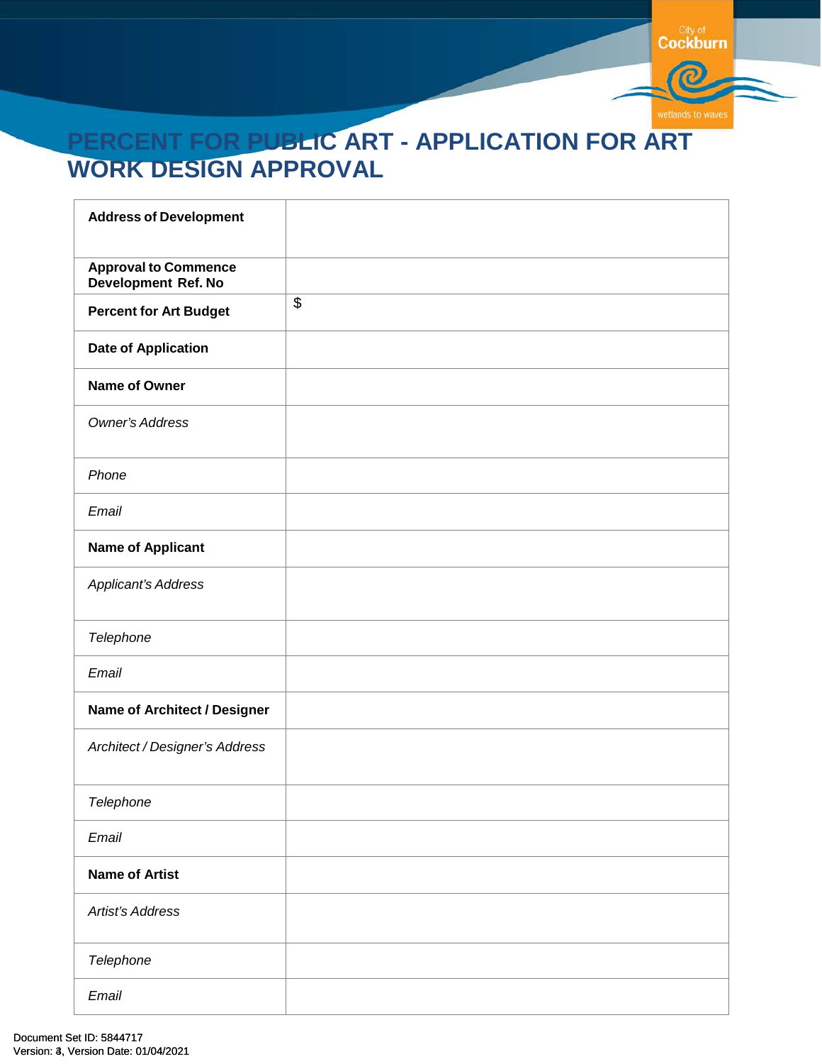# PERCENT FOR PUBLIC ART - APPLICATION FOR ART WORK DESIGN APPROVAL

| | |
|---|---|
| **Address of Development** | |
| **Approval to Commence Development Ref. No** | |
| **Percent for Art Budget** | $ |
| **Date of Application** | |
| **Name of Owner** | |
| *Owner's Address* | |
| *Phone* | |
| *Email* | |
| **Name of Applicant** | |
| *Applicant's Address* | |
| *Telephone* | |
| *Email* | |
| **Name of Architect / Designer** | |
| *Architect / Designer's Address* | |
| *Telephone* | |
| *Email* | |
| **Name of Artist** | |
| *Artist's Address* | |
| *Telephone* | |
| *Email* | |

Document Set ID: 5844717
Version: 3, Version Date: 01/04/2021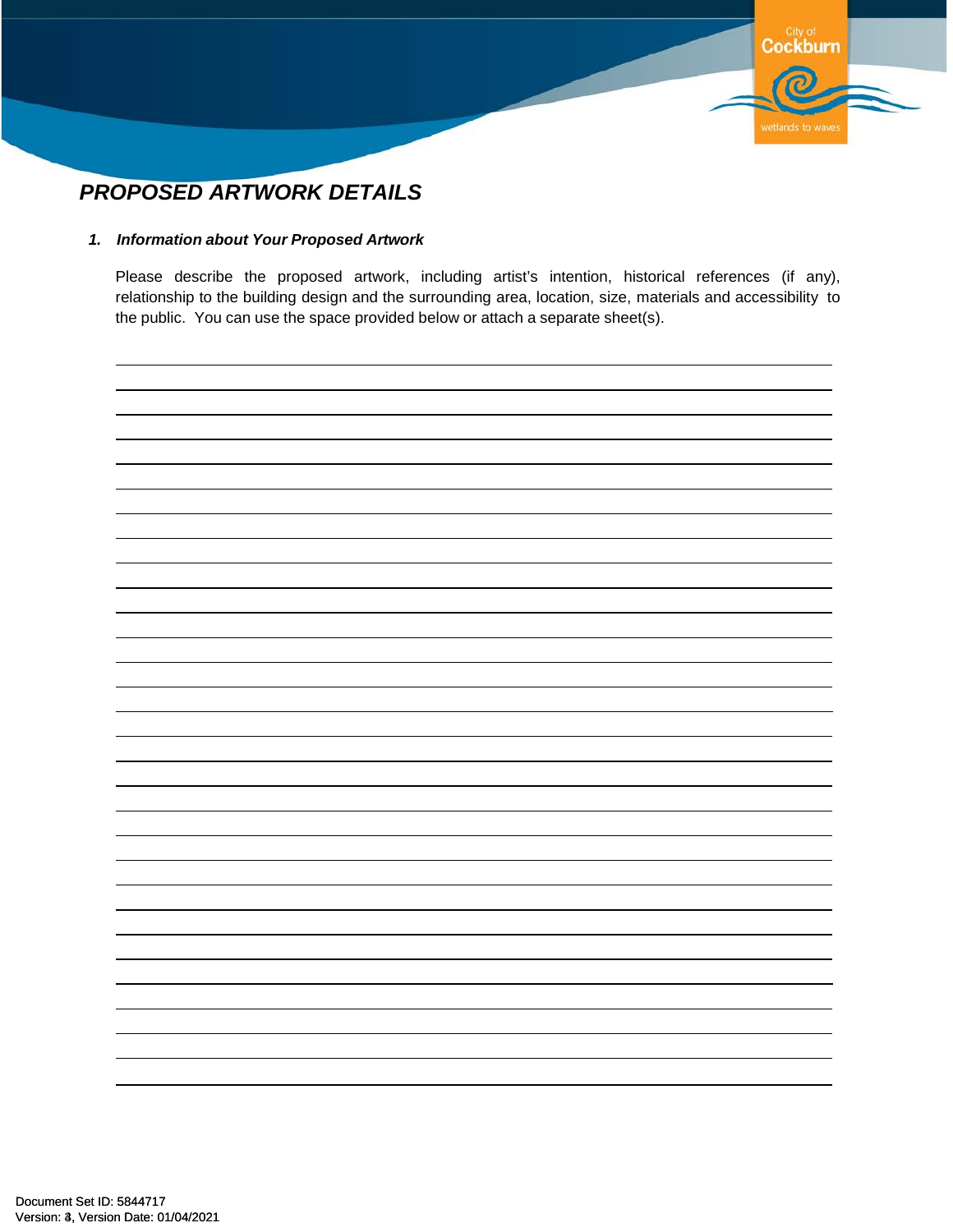## *PROPOSED ARTWORK DETAILS*

### *1. Information about Your Proposed Artwork*

Please describe the proposed artwork, including artist's intention, historical references (if any), relationship to the building design and the surrounding area, location, size, materials and accessibility to the public. You can use the space provided below or attach a separate sheet(s).

Document Set ID: 5844717
Version: 3, Version Date: 01/04/2021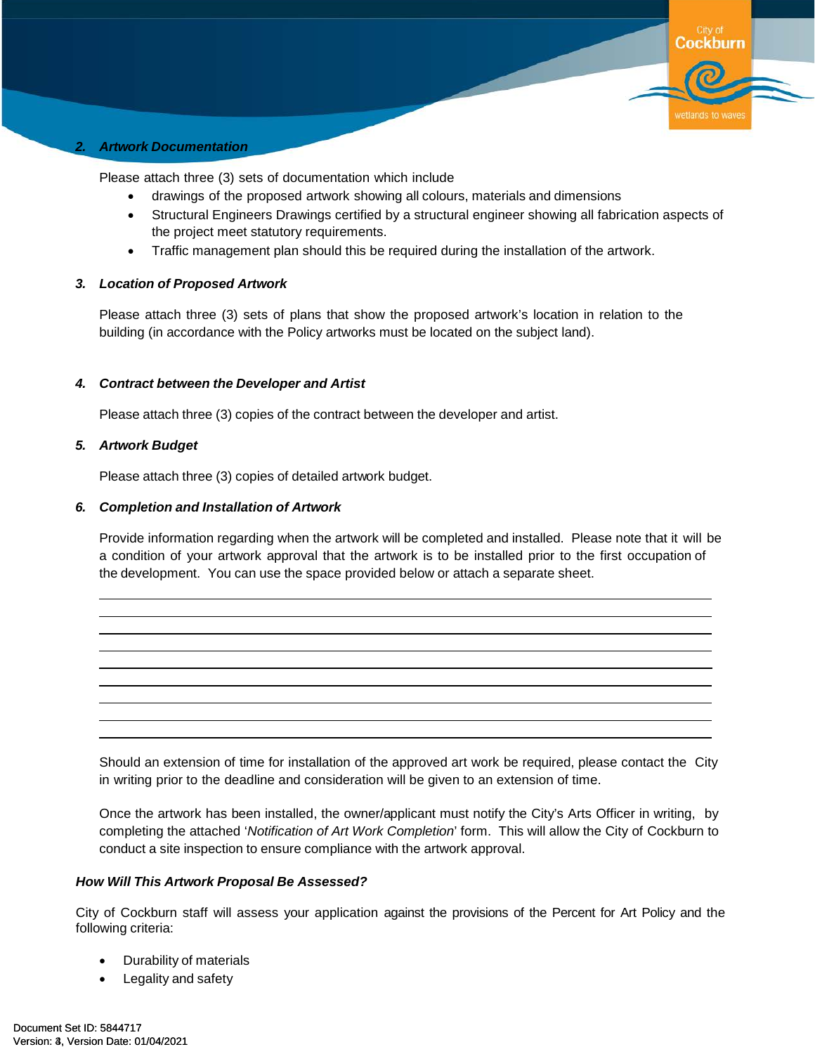### 2. *Artwork Documentation*

Please attach three (3) sets of documentation which include

- drawings of the proposed artwork showing all colours, materials and dimensions
- Structural Engineers Drawings certified by a structural engineer showing all fabrication aspects of the project meet statutory requirements.
- Traffic management plan should this be required during the installation of the artwork.

### 3. *Location of Proposed Artwork*

Please attach three (3) sets of plans that show the proposed artwork's location in relation to the building (in accordance with the Policy artworks must be located on the subject land).

### 4. *Contract between the Developer and Artist*

Please attach three (3) copies of the contract between the developer and artist.

### 5. *Artwork Budget*

Please attach three (3) copies of detailed artwork budget.

### 6. *Completion and Installation of Artwork*

Provide information regarding when the artwork will be completed and installed. Please note that it will be a condition of your artwork approval that the artwork is to be installed prior to the first occupation of the development. You can use the space provided below or attach a separate sheet.

_______________________________________________________________________________

_______________________________________________________________________________

_______________________________________________________________________________

_______________________________________________________________________________

_______________________________________________________________________________

_______________________________________________________________________________

_______________________________________________________________________________

_______________________________________________________________________________

_______________________________________________________________________________

Should an extension of time for installation of the approved art work be required, please contact the City in writing prior to the deadline and consideration will be given to an extension of time.

Once the artwork has been installed, the owner/applicant must notify the City's Arts Officer in writing, by completing the attached '*Notification of Art Work Completion*' form. This will allow the City of Cockburn to conduct a site inspection to ensure compliance with the artwork approval.

### *How Will This Artwork Proposal Be Assessed?*

City of Cockburn staff will assess your application against the provisions of the Percent for Art Policy and the following criteria:

- Durability of materials
- Legality and safety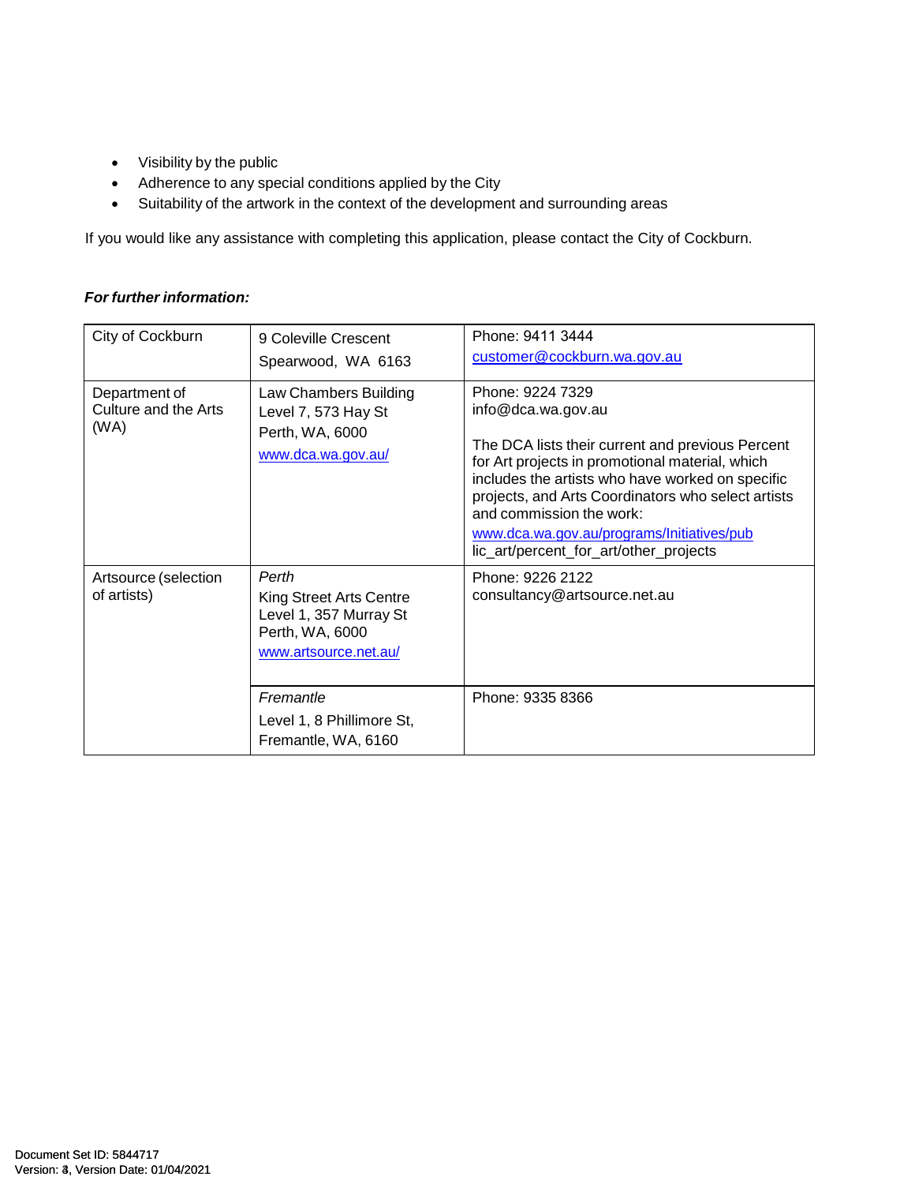- Visibility by the public
- Adherence to any special conditions applied by the City
- Suitability of the artwork in the context of the development and surrounding areas

If you would like any assistance with completing this application, please contact the City of Cockburn.

***For further information:***

| | | |
|---|---|---|
| City of Cockburn | 9 Coleville Crescent<br>Spearwood, WA 6163 | Phone: 9411 3444<br>customer@cockburn.wa.gov.au |
| Department of Culture and the Arts (WA) | Law Chambers Building<br>Level 7, 573 Hay St<br>Perth, WA, 6000<br>www.dca.wa.gov.au/ | Phone: 9224 7329<br>info@dca.wa.gov.au<br><br>The DCA lists their current and previous Percent for Art projects in promotional material, which includes the artists who have worked on specific projects, and Arts Coordinators who select artists and commission the work:<br>www.dca.wa.gov.au/programs/Initiatives/public_art/percent_for_art/other_projects |
| Artsource (selection of artists) | *Perth*<br>King Street Arts Centre<br>Level 1, 357 Murray St<br>Perth, WA, 6000<br>www.artsource.net.au/ | Phone: 9226 2122<br>consultancy@artsource.net.au |
| | *Fremantle*<br>Level 1, 8 Phillimore St,<br>Fremantle, WA, 6160 | Phone: 9335 8366 |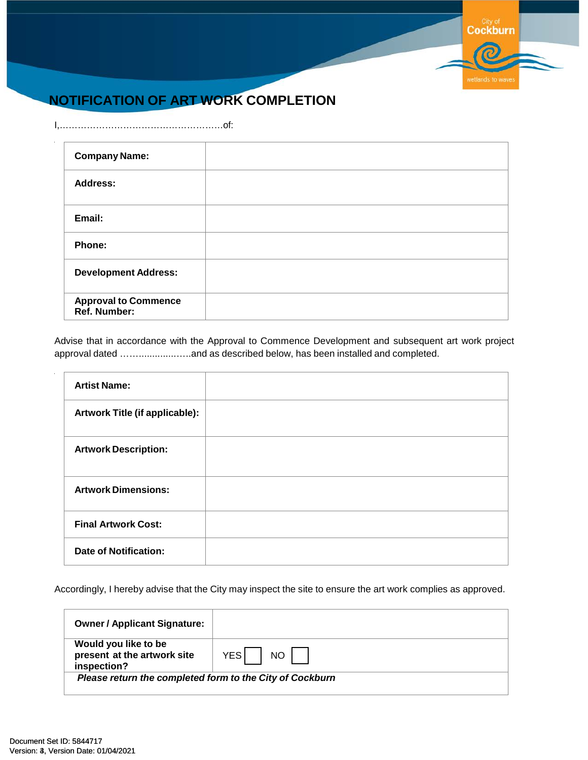# NOTIFICATION OF ART WORK COMPLETION

I,………………………………………………..of:

| | |
|---|---|
| **Company Name:** | |
| **Address:** | |
| **Email:** | |
| **Phone:** | |
| **Development Address:** | |
| **Approval to Commence Ref. Number:** | |

Advise that in accordance with the Approval to Commence Development and subsequent art work project approval dated ……..............…..and as described below, has been installed and completed.

| | |
|---|---|
| **Artist Name:** | |
| **Artwork Title (if applicable):** | |
| **Artwork Description:** | |
| **Artwork Dimensions:** | |
| **Final Artwork Cost:** | |
| **Date of Notification:** | |

Accordingly, I hereby advise that the City may inspect the site to ensure the art work complies as approved.

| | |
|---|---|
| **Owner / Applicant Signature:** | |
| **Would you like to be present at the artwork site inspection?** | YES ☐ NO ☐ |
| ***Please return the completed form to the City of Cockburn*** | |

Document Set ID: 5844717
Version: 3, Version Date: 01/04/2021